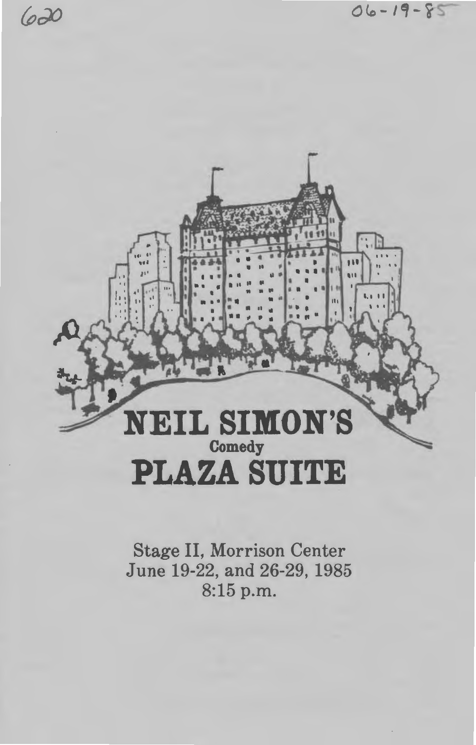620

06-19-85

# NEIL SIMON'S
Comedy
# PLAZA SUITE

Stage II, Morrison Center
June 19-22, and 26-29, 1985
8:15 p.m.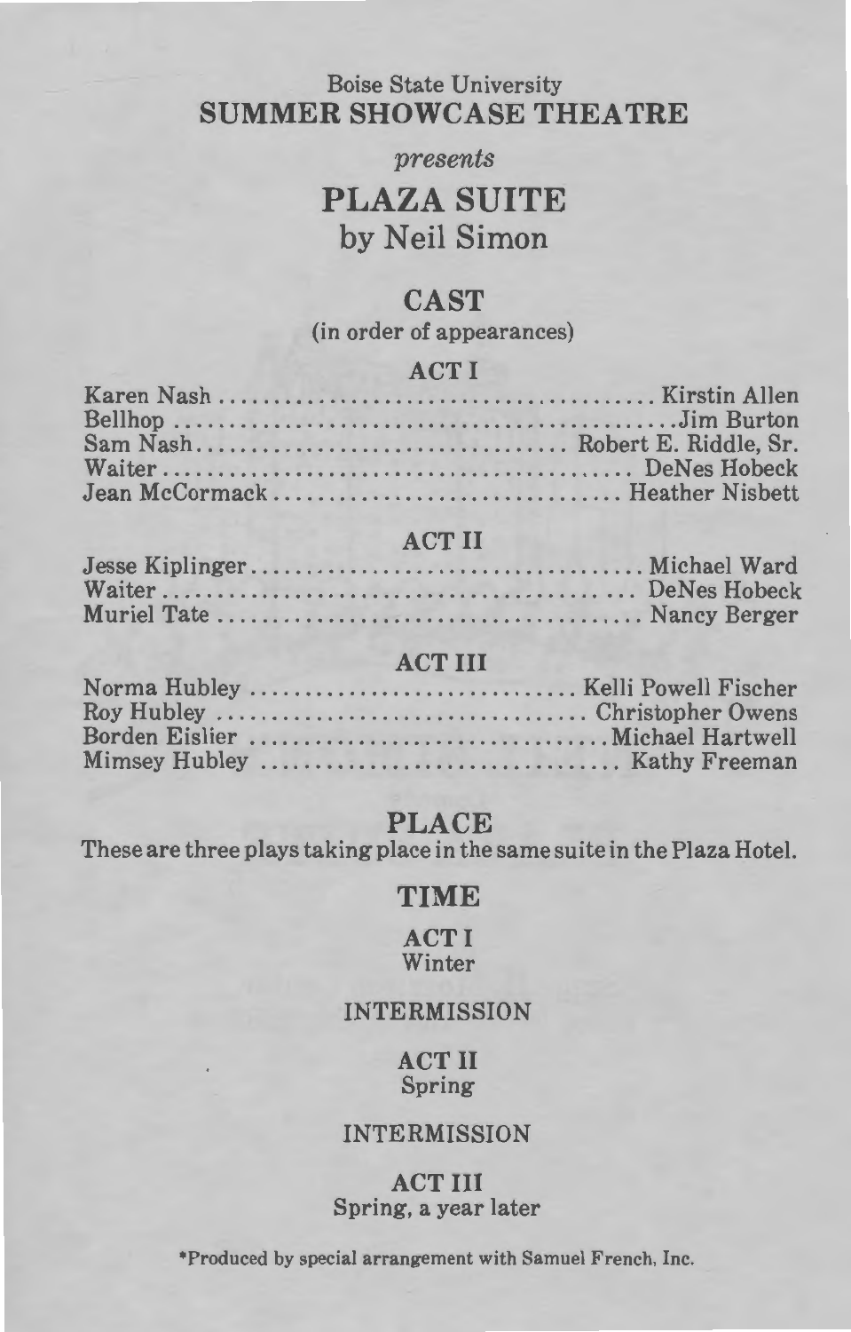Boise State University

# SUMMER SHOWCASE THEATRE

*presents*

# PLAZA SUITE

## by Neil Simon

## CAST

(in order of appearances)

### ACT I

Karen Nash .......... Kirstin Allen
Bellhop .......... Jim Burton
Sam Nash .......... Robert E. Riddle, Sr.
Waiter .......... DeNes Hobeck
Jean McCormack .......... Heather Nisbett

### ACT II

Jesse Kiplinger .......... Michael Ward
Waiter .......... DeNes Hobeck
Muriel Tate .......... Nancy Berger

### ACT III

Norma Hubley .......... Kelli Powell Fischer
Roy Hubley .......... Christopher Owens
Borden Eislier .......... Michael Hartwell
Mimsey Hubley .......... Kathy Freeman

## PLACE

These are three plays taking place in the same suite in the Plaza Hotel.

## TIME

**ACT I**
Winter

INTERMISSION

**ACT II**
Spring

INTERMISSION

**ACT III**
Spring, a year later

*Produced by special arrangement with Samuel French, Inc.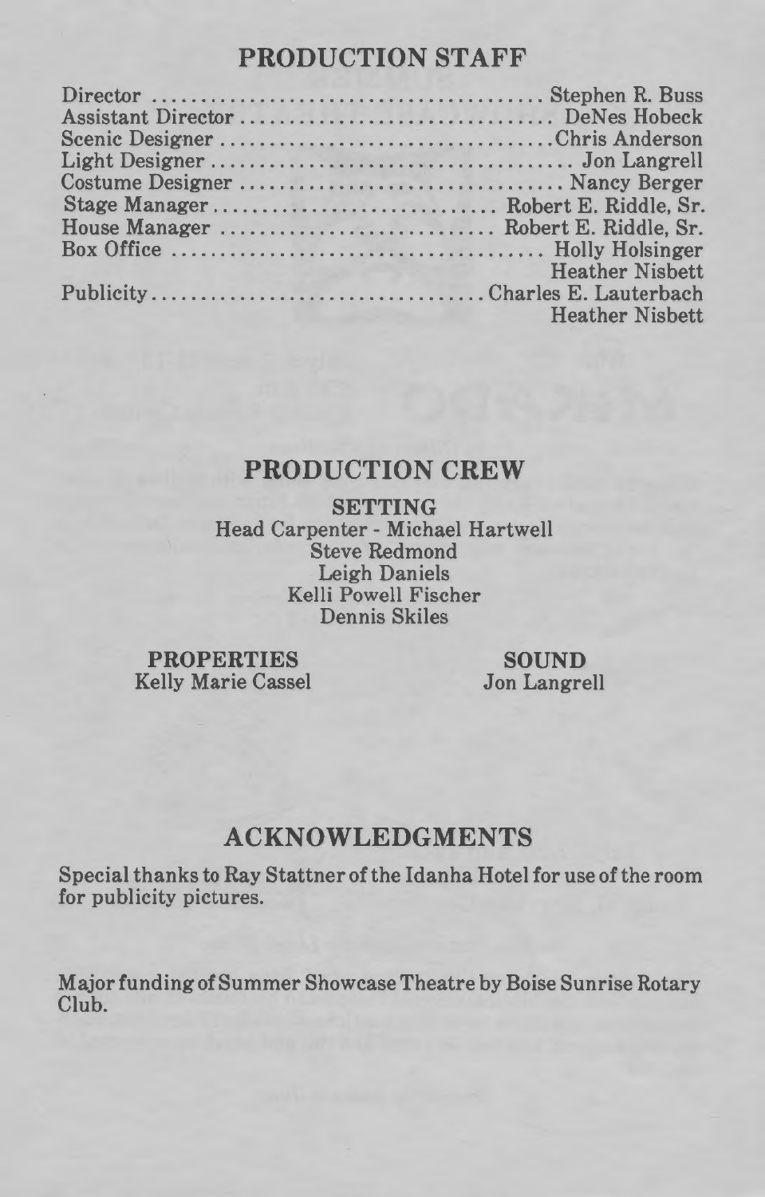## PRODUCTION STAFF

Director ........................................ Stephen R. Buss
Assistant Director ................................ DeNes Hobeck
Scenic Designer ..................................Chris Anderson
Light Designer .................................... Jon Langrell
Costume Designer ................................ Nancy Berger
Stage Manager ............................ Robert E. Riddle, Sr.
House Manager ........................... Robert E. Riddle, Sr.
Box Office ...................................... Holly Holsinger
Heather Nisbett
Publicity.................................Charles E. Lauterbach
Heather Nisbett

## PRODUCTION CREW

**SETTING**
Head Carpenter - Michael Hartwell
Steve Redmond
Leigh Daniels
Kelli Powell Fischer
Dennis Skiles

**PROPERTIES**
Kelly Marie Cassel

**SOUND**
Jon Langrell

## ACKNOWLEDGMENTS

Special thanks to Ray Stattner of the Idanha Hotel for use of the room for publicity pictures.

Major funding of Summer Showcase Theatre by Boise Sunrise Rotary Club.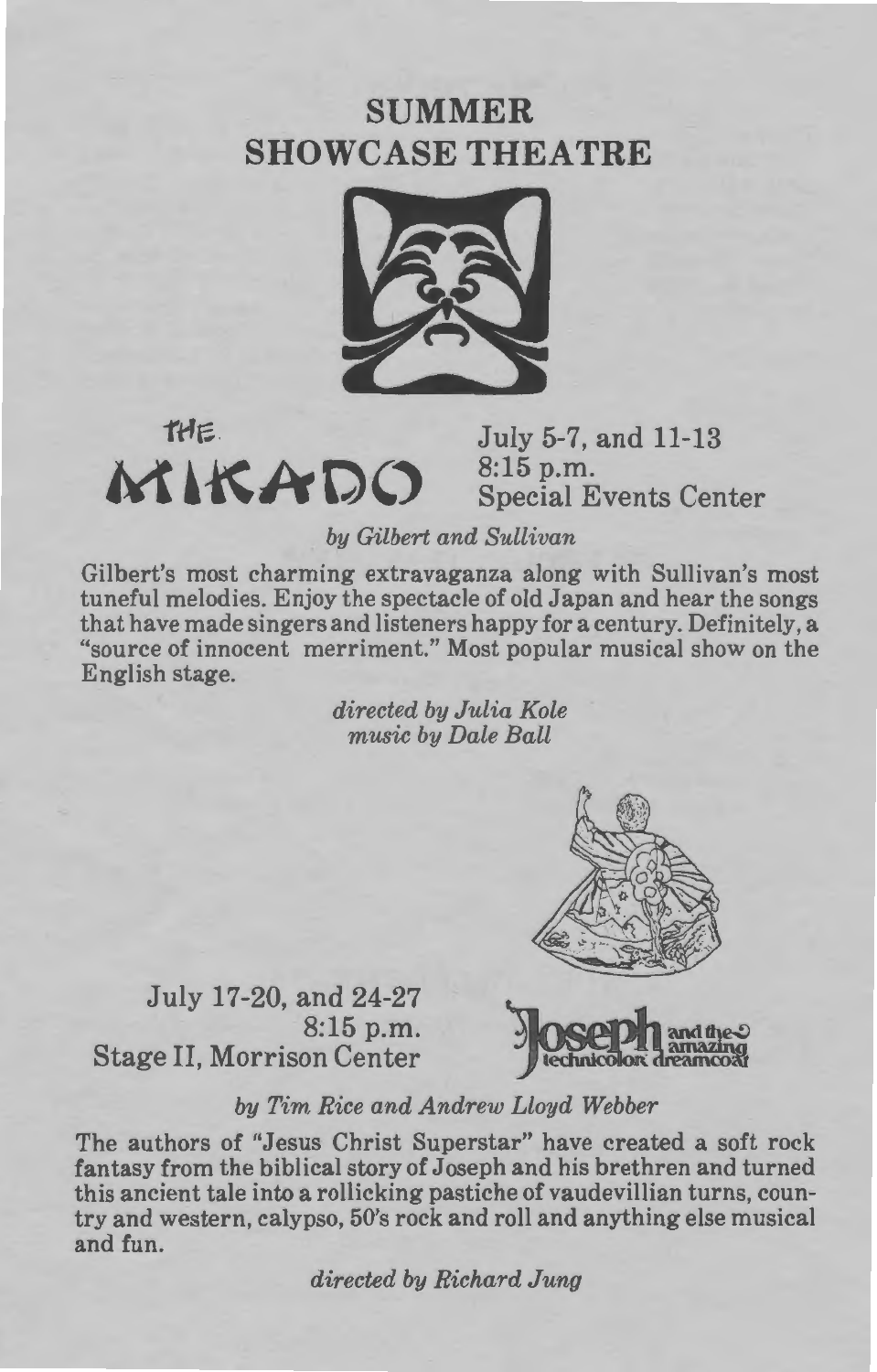# SUMMER SHOWCASE THEATRE

## THE MIKADO

July 5-7, and 11-13
8:15 p.m.
Special Events Center

*by Gilbert and Sullivan*

Gilbert's most charming extravaganza along with Sullivan's most tuneful melodies. Enjoy the spectacle of old Japan and hear the songs that have made singers and listeners happy for a century. Definitely, a "source of innocent merriment." Most popular musical show on the English stage.

*directed by Julia Kole*
*music by Dale Ball*

## Joseph and the amazing technicolor dreamcoat

July 17-20, and 24-27
8:15 p.m.
Stage II, Morrison Center

*by Tim Rice and Andrew Lloyd Webber*

The authors of "Jesus Christ Superstar" have created a soft rock fantasy from the biblical story of Joseph and his brethren and turned this ancient tale into a rollicking pastiche of vaudevillian turns, country and western, calypso, 50's rock and roll and anything else musical and fun.

*directed by Richard Jung*